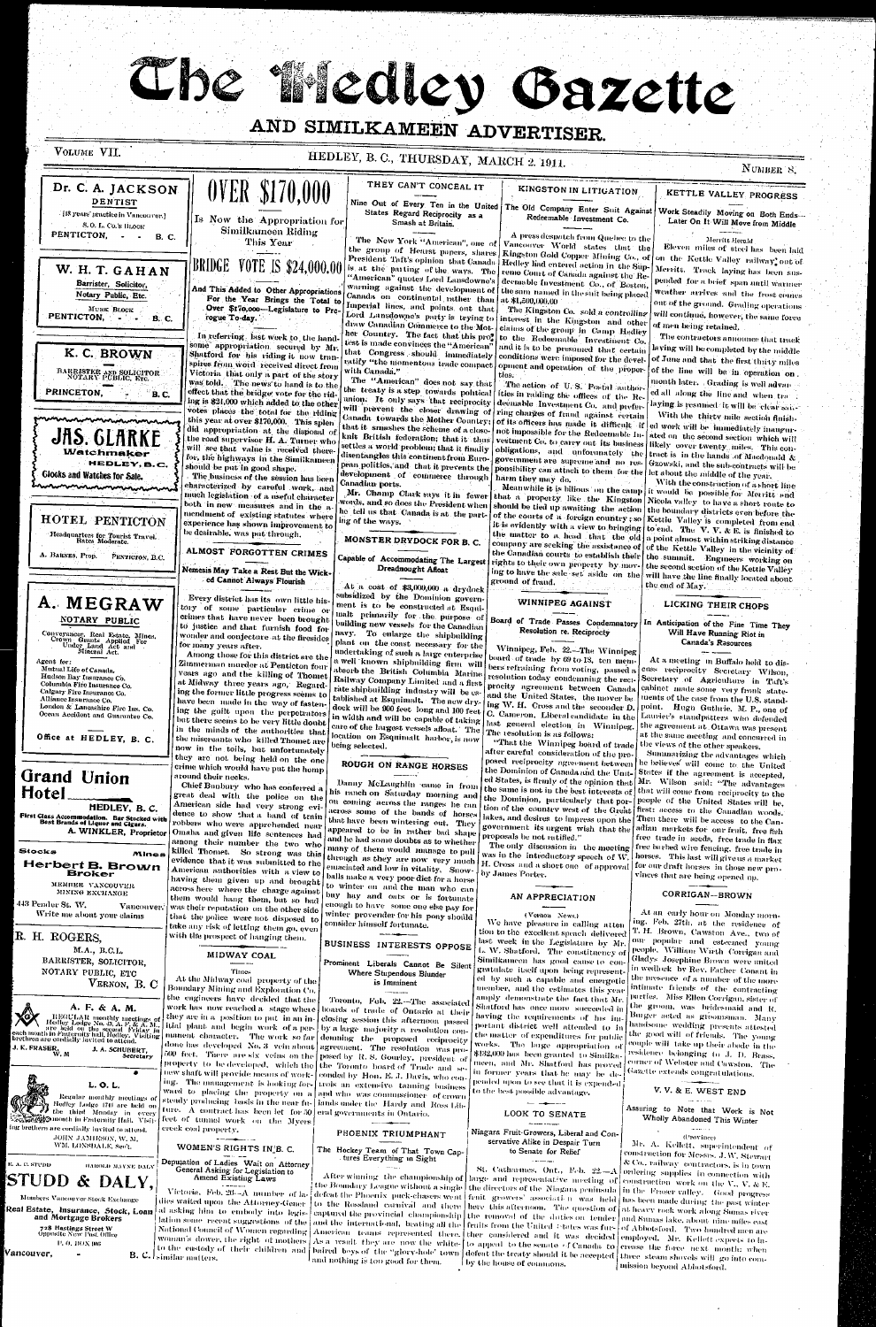# The Hedley Gazette

## AND SIMILKAMEEN ADVERTISER.

VOLUME VII. HEDLEY, B. C., THURSDAY, MARCH 2, 1911. NUMBER 8.

**Dr. C. A. JACKSON**
DENTIST
[18 years' practice in Vancouver.]
S. O. L. Co.'s BLOCK
PENTICTON, - - B. C.

**W. H. T. GAHAN**
Barrister, Solicitor, Notary Public, Etc.
MURK BLOCK
PENTICTON, - - B. C.

**K. C. BROWN**
BARRISTER AND SOLICITOR NOTARY PUBLIC, ETC.
PRINCETON, - - B. C.

**JAS. CLARKE**
Watchmaker
HEDLEY, B. C.
Clocks and Watches for Sale.

**HOTEL PENTICTON**
Headquarters for Tourist Travel. Rates Moderate.
A. BARNES, Prop. PENTICTON, B.C.

**A. MEGRAW**
NOTARY PUBLIC
Conveyances, Real Estate, Mines, Crown Grants Applied For Under Land Act and Mineral Act.
Agent for:
Mutual Life of Canada,
Hudson Bay Insurance Co.
Columbia Fire Insurance Co.
Calgary Fire Insurance Co.
Alliance Insurance Co.
London & Lancashire Fire Ins. Co.
Ocean Accident and Guarantee Co.
Office at HEDLEY, B. C.

**Grand Union Hotel** HEDLEY, B. C.
First Class Accommodation. Bar Stocked with Best Brands of Liquor and Cigars.
A. WINKLER, Proprietor

Stocks Mines
**Herbert B. Brown**
Broker
MEMBER VANCOUVER MINING EXCHANGE
443 Pender St. W. Vancouver.
Write me about your claims

**R. H. ROGERS,**
M.A., B.C.L.,
BARRISTER, SOLICITOR, NOTARY PUBLIC, ETC
VERNON, B. C

**A. F. & A. M.**
REGULAR monthly meetings of Hedley Lodge No. 43, A. F. & A. M., are held on the second Friday in each month in Fraternity hall, Hedley. Visiting brethren are cordially invited to attend.
J. K. FRASER, W. M. J. A. SCHUBERT, Secretary

**L. O. L.**
Regular monthly meetings of Hedley Lodge 1744 are held on the third Monday in every month in Fraternity Hall. Visiting brethren are cordially invited to attend.
JOHN JAMIESON, W. M.
WM. LONSDALE, Sec't.

E. A. C. STUDD HAROLD MAYNE DALY
**STUDD & DALY,**
Members Vancouver Stock Exchange
Real Estate, Insurance, Stock, Loan and Mortgage Brokers
728 Hastings Street W Opposite New Post Office
P. O. BOX 996
Vancouver, - B. C.

# OVER $170,000

### Is Now the Appropriation for Similkameen Riding This Year

## BRIDGE VOTE IS $24,000.00

### And This Added to Other Appropriations For the Year Brings the Total to Over $170,000—Legislature to Prorogue To-day.

In referring last week to the handsome appropriation secured by Mr. Shatford for his riding it now transpires from word received direct from Victoria that only a part of the story was told. The news to hand is to the effect that the bridge vote for the riding is $24,000 which added to the other votes places the total for the riding this year at over $170,000. This splendid appropriation at the disposal of the road supervisor H. A. Turner who will see that value is received therefor, the highways in the Similkameen should be put in good shape.

The business of the session has been characterized by careful work, and much legislation of a useful character both in new measures and in the amendment of existing statutes where experience has shown improvement to be desirable, was put through.

## ALMOST FORGOTTEN CRIMES

### Nemesis May Take a Rest But the Wicked Cannot Always Flourish

Every district has its own little history of some particular crime or crimes that have never been brought to justice and that furnish food for wonder and conjecture at the firesides for many years after.

Among those for this district are the Zimmerman murder at Penticton four years ago and the killing of Thomet at Midway three years ago. Regarding the former little progress seems to have been made in the way of fastening the guilt upon the perpetrators but there seems to be very little doubt in the minds of the authorities that the miscreants who killed Thomet are now in the toils, but unfortunately they are not being held on the one crime which would have put the hemp around their necks.

Chief Bunbury who has conferred a great deal with the police on the American side had very strong evidence to show that a band of train robbers who were apprehended near Omaha and given life sentences had among their number the two who killed Thomet. So strong was this evidence that it was submitted to the American authorities with a view to having them given up and brought across here where the charge against them would hang them, but so bad was their reputation on the other side that the police were not disposed to take any risk of letting them go, even with the prospect of hanging them.

## MIDWAY COAL

Times

At the Midway coal property of the Boundary Mining and Exploration Co., the engineers have decided that the work has now reached a stage where they are in a position to put in an initial plant and begin work of a permanent character. The work so far done has developed No. 3 vein about 500 feet. There are six veins on the property to be developed, which the new shaft will provide means of working. The management is looking forward to placing the property on a steady producing basis in the near future. A contract has been let for 50 feet of tunnel work on the Myers creek coal property.

## WOMEN'S RIGHTS IN B. C.

### Deputation of Ladies Wait on Attorney General Asking for Legislation to Amend Existing Laws

Victoria, Feb. 20—A number of ladies waited upon the Attorney-General asking him to embody into legislation some recent suggestions of the National Council of Women regarding woman's dower, the right of mothers to the custody of their children and similar matters.

## THEY CAN'T CONCEAL IT

### Nine Out of Every Ten in the United States Regard Reciprocity as a Smash at Britain.

The New York "American", one of the group of Hearst papers, shares President Taft's opinion that Canada is at the parting of the ways. The "American" quotes Lord Lansdowne's warning against the development of Canada on continental rather than Imperial lines, and points out that Lord Lansdowne's party is trying to draw Canadian Commerce to the Mother Country. The fact that this protest is made convinces the "American" that Congress should immediately ratify "the momentous trade compact with Canada."

The "American" does not say that the treaty is a step towards political union. It only says that reciprocity will prevent the closer drawing of Canada towards the Mother Country; that it smashes the scheme of a close-knit British federation; that it thus settles a world problem; that it finally disentangles this continent from European politics, and that it prevents the development of commerce through Canadian ports.

Mr. Champ Clark says it in fewer words, and so does the President when he tell us that Canada is at the parting of the ways.

## MONSTER DRYDOCK FOR B. C.

### Capable of Accommodating The Largest Dreadnought Afloat

At a cost of $3,000,000 a drydock subsidized by the Dominion government is to be constructed at Esquimalt primarily for the purpose of building new vessels for the Canadian navy. To enlarge the shipbuilding plant on the coast necessary for the undertaking of such a large enterprise a well known shipbuilding firm will absorb the British Columbia Marine Railway Company Limited and a first rate shipbuilding industry will be established at Esquimalt. The new drydock will be 900 feet long and 100 feet in width and will be capable of taking care of the largest vessels afloat. The location on Esquimalt harbor, is now being selected.

## ROUGH ON RANGE HORSES

Danny McLaughlin came in from his ranch on Saturday morning and on coming across the ranges he ran across some of the bands of horses that have been wintering out. They appeared to be in rather bad shape and he had some doubts as to whether many of them would manage to pull through as they are now very much emaciated and low in vitality. Snowballs make a very poor diet for a horse to winter on and the man who can buy hay and oats or is fortunate enough to have some one else pay for winter provender for his pony should consider himself fortunate.

## BUSINESS INTERESTS OPPOSE

### Prominent Liberals Cannot Be Silent Where Stupendous Blunder is Imminent

Toronto, Feb. 22—The associated boards of trade of Ontario at their closing session this afternoon passed by a large majority a resolution condemning the proposed reciprocity agreement. The resolution was proposed by R. S. Gourley, president of the Toronto board of Trade and seconded by Hon. E. J. Davis, who controls an extensive tanning business and who was commissioner of crown lands under the Hardy and Ross Liberal governments in Ontario.

## PHOENIX TRIUMPHANT

### The Hockey Team of That Town Captures Everything in Sight

After winning the championship of the Boundary League without a single defeat the Phoenix puck-chasers went to the Rossland carnival and there captured the provincial championship and the international, beating all the American teams represented there. As a result they are now the white-haired boys of the "glory-hole" town and nothing is too good for them.

## KINGSTON IN LITIGATION

### The Old Company Enter Suit Against Redeemable Investment Co.

A press despatch from Quebec to the Vancouver World states that the Kingston Gold Copper Mining Co., of Hedley had entered action in the Supreme Court of Canada against the Redeemable Investment Co., of Boston, the sum named in the suit being placed at $1,500,000.00

The Kingston Co. sold a controlling interest in the Kingston and other claims of the group in Camp Hedley to the Redeemable Investment Co. and it is to be presumed that certain conditions were imposed for the development and operation of the properties.

The action of U. S. Postal authorities in raiding the offices of the Redeemable Investment Co. and preferring charges of fraud against certain of its officers has made it difficult if not impossible for the Redeemable Investment Co. to carry out its business obligations, and unfortunately the government are supreme and no responsibility can attach to them for the harm they may do.

Meanwhile it is bilious on the camp that a property like the Kingston should be tied up awaiting the action of the courts of a foreign country; so it is evidently with a view to bringing the matter to a head that the old company are seeking the assistance of the Canadian courts to establish their rights to their own property by moving to have the sale set aside on the ground of fraud.

## WINNIPEG AGAINST

### Board of Trade Passes Condemnatory Resolution re. Reciprocity

Winnipeg, Feb. 22—The Winnipeg board of trade by 69 to 18, ten members refraining from voting, passed a resolution today condemning the reciprocity agreement between Canada and the United States, the mover being W. H. Cross and the seconder D. C. Cameron, Liberal candidate in the last general election in Winnipeg. The resolution is as follows:

"That the Winnipeg board of trade after careful consideration of the proposed reciprocity agreement between the Dominion of Canada and the United States, is firmly of the opinion that the same is not in the best interests of the Dominion, particularly that portion of the country west of the Great lakes, and desires to impress upon the government its urgent wish that the proposals be not ratified."

The only discussion in the meeting was in the introductory speech of W. H. Cross and a short one of approval by James Porter.

## AN APPRECIATION

(Vernon News.)

We have pleasure in calling attention to the excellent speech delivered last week in the Legislature by Mr. L. W. Shatford. The constituency of Similkameen has good cause to congratulate itself upon being represented by such a capable and energetic member, and the estimates this year amply demonstrate the fact that Mr. Shatford has once more succeeded in having the requirements of his important district well attended to in the matter of expenditures for public works. The large appropriation of $152,000 has been granted to Similkameen, and Mr. Shatford has proved in former years that he may be depended upon to see that it is expended to the best possible advantage.

## LOOK TO SENATE

### Niagara Fruit-Growers, Liberal and Conservative Alike in Despair Turn to Senate for Relief

St. Catharines, Ont., Feb. 22—A large and representative meeting of the directors of the Niagara peninsula fruit growers' association was held here this afternoon. The question of the removal of the duties on tender fruits from the United States was further considered and it was decided to appeal to the senate of Canada to defeat the treaty should it be accepted by the house of commons.

## KETTLE VALLEY PROGRESS

### Work Steadily Moving on Both Ends—Later On It Will Move from Middle

Merritt Herald

Eleven miles of steel has been laid on the Kettle Valley railway out of Merritt. Track laying has been suspended for a brief span until warmer weather arrives and the frost comes out of the ground. Grading operations will continue, however, the same force of men being retained.

The contractors announce that track laying will be completed by the middle of June and that the first thirty miles of the line will be in operation one month later. Grading is well advanced all along the line and when tracklaying is resumed it will be clear sailing.

With the thirty mile section finished work will be immediately inaugurated on the second section which will likely cover twenty miles. This contract is in the hands of Macdonald & Gzowski, and the sub-contracts will be let about the middle of the year.

With the construction of a short line it would be possible for Merritt and Nicola valley to have a short route to the boundary districts even before the Kettle Valley is completed from end to end. The V. V. & E. is finished to a point almost within striking distance of the Kettle Valley in the vicinity of the summit. Engineers working on the second section of the Kettle Valley will have the line finally located about the end of May.

## LICKING THEIR CHOPS

### In Anticipation of the Fine Time They Will Have Running Riot in Canada's Resources

At a meeting in Buffalo held to discuss reciprocity Secretary Wilson, Secretary of Agriculture in Taft's cabinet made some very frank statements of the case from the U.S. standpoint. Hugh Guthrie, M. P., one of Laurier's standpatters who defended the agreement at Ottawa was present at the same meeting and concurred in the views of the other speakers.

Summarizing the advantages which he believes will come to the United States if the agreement is accepted, Mr. Wilson said: "The advantages that will come from reciprocity to the people of the United States will be, first: access to the Canadian woods. Then there will be access to the Canadian markets for our fruit, free fish free trade in seeds, free trade in flax free barbed wire fencing, free trade in horses. This last will give us a market for our draft horses in those new provinces that are being opened up.

## CORRIGAN—BROWN

At an early hour on Monday morning, Feb. 27th, at the residence of T. H. Brown, Cawston Ave., two of our popular and esteemed young people, William Walsh Corrigan and Gladys Josephine Brown were united in wedlock by Rev. Father Conant in the presence of a number of the more intimate friends of the contracting parties. Miss Ellen Corrigan, sister of the groom, was bridesmaid and R. Burger acted as groomsman. Many handsome wedding presents attested the good will of friends. The young couple will take up their abode in the residence belonging to J. D. Brass, corner of Webster and Cawston. The Gazette extends congratulations.

## V. V. & E. WEST END

### Assuring to Note that Work is Not Wholly Abandoned This Winter

(Province)

Mr. A. Kellett, superintendent of construction for Messrs. J. W. Stewart & Co., railway contractors, is in town ordering supplies in connection with construction work on the V., V. & E. in the Fraser valley. Good progress has been made during the past winter at heavy rock work along Sumas river and Sumas lake, about nine miles east of Abbotsford. Two hundred men are employed. Mr. Kellett expects to increase the force next month, when three steam shovels will go into commission beyond Abbotsford.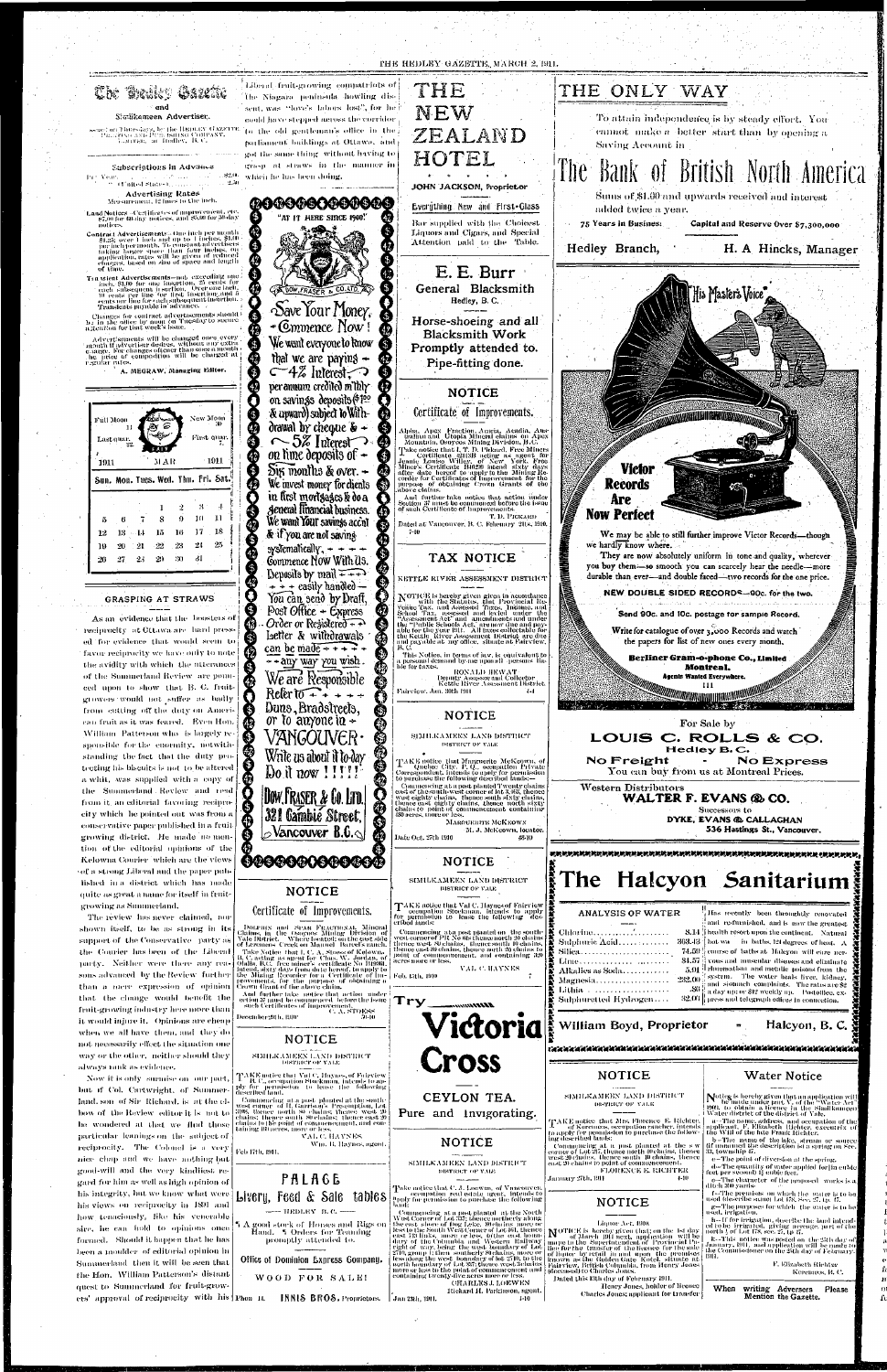# The Hedley Gazette

and

Similkameen Advertiser.

Issued on Thursdays, by the HEDLEY GAZETTE PRINTING AND PUBLISHING COMPANY, LIMITED, at Hedley, B.C.

## Subscriptions in Advance

Per Year .......... $2.00
" (United States) .......... 2.50

## Advertising Rates

Measurement, 12 lines to the inch.

Land Notices—Certificates of improvement, etc. $7.00 for 60-day notices, and $5.00 for 30-day notices.

Contract Advertisements—One inch per month $1.25; over 1 inch and up to 4 inches, $1.00 per inch per month. To constant advertisers taking larger space than four inches, on application, rates will be given of reduced charges, based on size of space and length of time.

Transient Advertisements—not exceeding one inch, $1.00 for one insertion, 25 cents for each subsequent insertion. Over one inch, 10 cents per line for first insertion and 5 cents per line for each subsequent insertion. Transients payable in advance.

Changes for contract advertisements should be in the office by noon on Tuesday to secure attention for that week's issue.

Advertisements will be changed once every month if advertiser desires, without any extra charge. For changes oftener than once a month the price of composition will be charged at regular rates.

A. MEGRAW, Managing Editor.

| Full Moon 14 | | | | | | New Moon 30 |
|---|---|---|---|---|---|---|
| Last quar. 22 | | | | | | First quar. 7 |
| 1911 | | | MAR | | | 1911 |
| Sun. | Mon. | Tues. | Wed. | Thu. | Fri. | Sat. |
| | | | 1 | 2 | 3 | 4 |
| 5 | 6 | 7 | 8 | 9 | 10 | 11 |
| 12 | 13 | 14 | 15 | 16 | 17 | 18 |
| 19 | 20 | 21 | 22 | 23 | 24 | 25 |
| 26 | 27 | 28 | 29 | 30 | 31 | |

## GRASPING AT STRAWS

As an evidence that the boosters of reciprocity at Ottawa are hard pressed for evidence that would seem to favor reciprocity we have only to note the avidity with which the utterances of the Summerland Review are pounced upon to show that B. C. fruitgrowers would not suffer as badly from cutting off the duty on American fruit as it was feared. Even Hon. William Patterson who is largely responsible for the enormity, notwithstanding the fact that the duty protecting his biscuits is not to be altered a whit, was supplied with a copy of the Summerland Review and read from it an editorial favoring reciprocity which he pointed out was from a conservative paper published in a fruit growing district. He made no mention of the editorial opinions of the Kelowna Courier which are the views of a strong Liberal and the paper published in a district which has made quite as great a name for itself in fruitgrowing as Summerland.

The review has never claimed, nor shown itself, to be as strong in its support of the Conservative party as the Courier has been of the Liberal party. Neither were there any reasons advanced by the Review further than a mere expression of opinion that the change would benefit the fruit-growing industry here more than it would injure it. Opinions are cheap when we all have them, and they do not necessarily effect the situation one way or the other, neither should they always rank as evidence.

Now it is only surmise on our part, but if Col. Cartwright, of Summerland, son of Sir Richard, is at the elbow of the Review editor it is not to be wondered at that we find those particular leanings on the subject of reciprocity. The Colonel is a very nice chap and we have nothing but good-will and the very kindliest regard for him as well as high opinion of his integrity, but we know what were his views on reciprocity in 1891 and how tenaciously, like his venerable sire, he can hold to opinions once formed. Should it happen that he has been a moulder of editorial opinion in Summerland then it will be seen that the Hon. William Patterson's distant quest to Summerland for fruit-growers' approval of reciprocity with his Liberal fruit-growing compatriots of the Niagara peninsula howling dissent, was "love's labors lost", for he could have stepped across the corridor to the old gentleman's office in the parliament buildings at Ottawa, and got the same thing without having to grasp at straws in the manner in which he has been doing.

"AT IT HERE SINCE 1900"

DOW, FRASER & CO., LTD.

Save Your Money, Commence Now! We want everyone to know that we are paying — 4% Interest, per annum credited m'thly on savings deposits ($1.00 & upward) subject to Withdrawal by cheque & — 5% Interest on time deposits of Six months & over. We invest money for clients in first mortgages & do a general financial business. We want Your savings acc'nt & if you are not saving systematically, Commence Now With Us. Deposits by mail easily handled — You can send by Draft, Post Office Express Order or Registered Letter & withdrawals can be made any way you wish. We are Responsible. Refer to Duns, Bradstreets, or to anyone in VANCOUVER. Write us about it to-day. Do it now!!!!!

Dow, Fraser & Co. Ltd. 321 Cambie Street, Vancouver B.C.

## NOTICE

### Certificate of Improvements.

Dolphin and Swan Fractional Mineral Claims, in the Osoyoos Mining Division of Yale District. Where located: on the east side of Lowensons Creek on Manuel Barcelo's ranch.

Take Notice that I, C. A. Stoess of Kelowna, B. C. acting as agent for Chas. W. Jordan, of Olalla, B.C. free miner's certificate No. B19000, intend, sixty days from date hereof, to apply to the Mining Recorder for a Certificate of Improvements, for the purpose of obtaining a Crown Grant of the above claim.

And further take notice that action under section 37 must be commenced before the issue of such Certificate of Improvements.

C. A. STOESS

December 28th, 1910 — 50-10

## NOTICE

SIMILKAMEEN LAND DISTRICT
DISTRICT OF YALE

TAKE notice that Val C. Haynes, of Fairview, B. C., occupation Stockman, intends to apply for permission to lease the following described land:

Commencing at a post planted at the southwest corner of H. Garrison's Pre-emption, Lot 2108, thence north 20 chains, thence west 20 chains; thence south 20 chains; thence east 20 chains to the point of commencement and containing 40 acres, more or less.

VAL C. HAYNES
Wm. H. Haynes, agent.

Feb. 17th, 1911.

## PALACE

## Livery, Feed & Sale Stables

— HEDLEY B.C. —

¶ A good stock of Horses and Rigs on Hand. ¶ Orders for Teaming promptly attended to.

Office of Dominion Express Company.

WOOD FOR SALE!

Phone 11. INNIS BROS. Proprietors.

# THE NEW ZEALAND HOTEL

JOHN JACKSON, Proprietor

Everything New and First-Class

Bar supplied with the Choicest Liquors and Cigars, and Special Attention paid to the Table.

## E. E. Burr

General Blacksmith
Hedley, B. C.

Horse-shoeing and all Blacksmith Work Promptly attended to. Pipe-fitting done.

## NOTICE

### Certificate of Improvements.

Alpha, Apex Fraction, Acacia, Acadia, Australian and Utopia Mineral claims on Apex Mountain, Osoyoos Mining Division, B.C.

Take notice that I, T. D. Pickard, Free Miners Certificate B3420 acting as agent for Jonas Lewis Wilber, of New York, Free Miner's Certificate B6239 intend sixty days after date hereof to apply to the Mining Recorder for Certificates of Improvement for the purpose of obtaining Crown Grants of the above claims.

And further take notice that action under Section 37 must be commenced before the issue of such Certificate of Improvements.

T. D. PICKARD

Dated at Vancouver, B. C. February 21st, 1910. 7-10

## TAX NOTICE

KETTLE RIVER ASSESSMENT DISTRICT

NOTICE is hereby given in accordance with the Statutes, that Provincial Revenue Tax, and Assessed Taxes, Income, and School Tax, assessed and levied under the "Assessment Act" and amendments and under the "Public Schools Act," are now due and payable for the year 1911. All taxes collectable for the Kettle River Assessment District are due and payable at my office, situate at Fairview, B. C.

This Notice, in terms of law, is equivalent to a personal demand by me upon all persons liable for taxes.

RONALD HEWAT
Deputy Assessor and Collector
Kettle River Assessment District.

Fairview, Jan. 30th 1911 — 4-4

## NOTICE

SIMILKAMEEN LAND DISTRICT
DISTRICT OF YALE

TAKE notice that Marguerite McKeown, of Quebec City, P. Q., occupation Private Correspondent, intends to apply for permission to purchase the following described lands:—

Commencing at a post planted twenty chains east of the south-west corner of lot 3,838, thence west eighty chains, thence south sixty chains, thence east eighty chains, thence north sixty chains to point of commencement containing 480 acres, more or less.

MARGUERITE McKEOWN
M. J. McKeown, locator.

Date Oct. 27th 1910 — 50-10

## NOTICE

SIMILKAMEEN LAND DISTRICT
DISTRICT OF YALE

TAKE notice that Val C. Haynes of Fairview occupation Stockman, intends to apply for permission to lease the following described lands:

Commencing at a post planted on the southwest corner of Pre-emption thence north 20 chains thence west 80 chains, thence south 20 chains, thence east 20 chains, thence north 20 chains to point of commencement, and containing 320 acres more or less.

VAL C. HAYNES

Feb. 13th, 1910 — 7

Try **Victoria Cross**

CEYLON TEA.

Pure and Invigorating.

## NOTICE

SIMILKAMEEN LAND DISTRICT
DISTRICT OF YALE

Take notice that C. J. Loewen, of Vancouver, occupation real estate agent, intends to apply for permission to purchase the following land:

Commencing at a post planted at the North West Corner of Lot 327, thence northerly along the east shore of Dog Lake, 26 chains more or less to the South West Corner of Lot 261, thence east 131 links, more or less, to the east boundary of the Columbia and Western Railway right of way, being the west boundary of Lot 2710, group 1, thence southerly 26 chains, more or less along the west boundary of Lot 2710, to the north boundary of Lot 327, thence west 105 links more or less to the point of commencement and containing twenty-five acres more or less.

CHARLES J. LOEWEN
Richard H. Parkinson, agent.

Jan 23th, 1911. — 1-10

# THE ONLY WAY

To attain independence is by steady effort. You cannot make a better start than by opening a Saving Account in

# The Bank of British North America

Sums of $1.00 and upwards received and interest added twice a year.

75 Years in Business — Capital and Reserve Over $7,300,000

Hedley Branch, — H. A. Hincks, Manager

"His Master's Voice"

**Victor Records Are Now Perfect**

We may be able to still further improve Victor Records—though we hardly know where.

They are now absolutely uniform in tone and quality, wherever you buy them—so smooth you can scarcely hear the needle—more durable than ever—and double faced—two records for the one price.

**NEW DOUBLE SIDED RECORDS—90c. for the two.**

Send 90c. and 10c. postage for sample Record.

Write for catalogue of over 3,000 Records and watch the papers for list of new ones every month.

**Berliner Gram-o-phone Co., Limited**
**Montreal.**
Agents Wanted Everywhere.
111

For Sale by

## LOUIS C. ROLLS & CO.

Hedley B. C.

No Freight - No Express

You can buy from us at Montreal Prices.

Western Distributors

**WALTER F. EVANS & CO.**

Successors to

**DYKE, EVANS & CALLAGHAN**
536 Hastings St., Vancouver.

# The Halcyon Sanitarium

| ANALYSIS OF WATER | |
|---|---|
| Chlorine | 8.14 |
| Sulphuric Acid | 362.43 |
| Silica | 74.50 |
| Lime | 84.57 |
| Alkalies as Soda | 5.01 |
| Magnesia | 222.00 |
| Lithia | .86 |
| Sulphuretted Hydrogen | 32.00 |

Has recently been thoroughly renovated and refurnished, and is now the greatest health resort upon the continent. Natural hot water in baths, 124 degrees of heat. A course of baths at Halcyon will cure nervous and muscular diseases and eliminate rheumatism and metallic poisons from the system. The water heals liver, kidney, and stomach complaints. The rates are $2 a day up or $12 weekly up. Postoffice, express and telegraph offices in connection.

William Boyd, Proprietor — Halcyon, B. C.

## NOTICE

SIMILKAMEEN LAND DISTRICT
DISTRICT OF YALE

TAKE notice that Mrs. Florence E. Richter, of Keremeos, occupation rancher, intends to apply for permission to purchase the following described land:

Commencing at a post planted at the s w corner of Lot 277, thence north 40 chains, thence west 20 chains, thence south 40 chains, thence east 20 chains to point of commencement.

FLORENCE E. RICHTER

January 27th, 1911 — 4-10

## NOTICE

Liquor Act, 1910.

NOTICE is hereby given that, on the 1st day of March 1911 next, application will be made to the Superintendent of Provincial Police for the transfer of the licence for the sale of liquor by retail in and upon the premises known as the Golden Gate Hotel, situate at Fairview, British Columbia, from Henry Jones (deceased) to Charles Jones.

Dated this 13th day of February 1911.

Henry Jones, holder of licence
Charles Jones; applicant for transfer

## Water Notice

Notice is hereby given that an application will be made under part V, of the "Water Act" 1909, to obtain a licence in the Similkameen Water District of the District of Yale.

a—The name, address, and occupation of the applicant, F. Elizabeth Richter, executrix of the Will of the late Frank Richter.

b—The name of the lake, stream or source (if unnamed the description is) a spring on Sec. 33, township 67.

c—The point of diversion at the spring.

d—The quantity of water applied for (in cubic feet per second) 1/2 cubic feet.

e—The character of the proposed works is a ditch 300 yards.

f—The premises on which the water is to be used (describe same) Lot 178, Sec. 27, tp. 67.

g—The purposes for which the water is to be used, irrigation.

h—If for irrigation, describe the land intended to be irrigated, giving acreage, part of the north ½ of Lot 178, sec. 27, tp. 67.

k—This notice was posted on the 25th day of January, 1911, and application will be made to the Commissioner on the 24th day of February 1911.

F. Elizabeth Richter
Keremeos, B. C.

When writing Advertisers Please Mention the Gazette.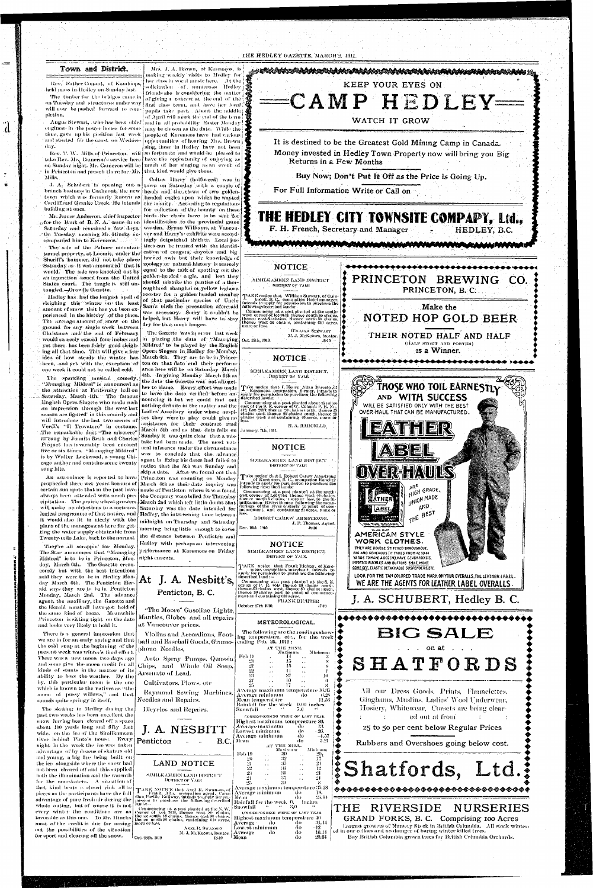## Town and District.

Rev. Father Conant, of Kamloops, held mass in Hedley on Sunday last.

The timber for the bridges came in on Tuesday and structures under way will now be pushed forward to completion.

Angus Stewart, who has been chief engineer in the power house for some time, gave up his position last week and started for the coast on Wednesday.

Rev. T. W. Mills, of Princeton, will take Rev. Mr. Cameron's service here on Sunday night. Mr. Cameron will be in Princeton and preach there for Mr. Mills.

J. A. Schubert is opening out a branch business in Coalmont, the new town which was formerly known as Cardiff and Granite Creek. He intends building at once.

Mr. James Anderson, chief inspector for the Bank of B. N. A. came in on Saturday and remained a few days. On Tuesday morning Mr. Hincks accompanied him to Keremeos.

The sale of the Palmer mountain tunnel property, at Loomis, under the Sheriff's hammer, did not take place Saturday as it was announced that it would. The sale was knocked out by an injunction issued from the United States court. The tangle is still untangled.—Oroville Gazette.

Hedley has had the longest spell of sleighing this winter on the least amount of snow that has yet been experienced in the history of the place. The average amount of snow on the ground for any single week between Christmas and the end of February would scarcely exceed four inches and yet there has been fairly good sleighing all that time. This will give a fair idea of how steady the winter has been, and yet with the exception of one week it could not be called cold.

The sparkling musical comedy, "Managing Mildred" is announced as the attraction at Fraternity hall on Saturday, March 4th. The famous English Opera Singers who made such an impression through the west last season are figured in this comedy and will introduce the last two scenes of Verdi's "Il Trovatore" in costume. The remarkable duet "The miserere" as sung by Juanita Rush and Charles Picquet has invariably been encored five or six times. "Managing Mildred" is by Walter Lockwood, a young Chicago author and contains some twenty song hits.

An astronomer is reported to have prophesied three wet years because of certain sun spots that in the past have always been attended with much precipitation. The prairie wheat growers will make no objections to a meteorological programme of that nature, and it would also fit in nicely with the plans of the management here for getting the water supply obtainable from Twenty-mile Lake, back to the normal.

They're all scrappin' for Monday. The Star announces that "Managing Mildred" is to be in Princeton, Monday, March 6th. The Gazette erroneously but with the best intentions said they were to be in Hedley Monday March 6th. The Penticton Herald says they are to be in Penticton Monday, March 2nd. The advance agent, the auxiliary, the Gazette and the Herald must all have got hold of the same kind of booze. Meanwhile Princeton is sitting tight on the date and looks very likely to hold it.

There is a general impression that we are in for an early spring and that the cold snap at the beginning of the present week was winter's final effort. There was a new moon two days ago and some give the moon credit for all kinds of stunts in the matter of its ability to boss the weather. By the by, this particular moon is the one which is known to the natives as "the moon of pussy willows," and that sounds quite springy in itself.

The skating in Hedley during the past two weeks has been excellent the snow having been cleared off a space about 100 yards long and fifty feet wide, on the ice of the Similkameen river behind Pinto's house. Every night in the week the ice was taken advantage of by dozens of skaters old and young, a big fire being built on the ice alongside where the snow had not been cleared off and this supplied both the illumination and the warmth for the non-skaters. A situation of that kind beats a closed rink all to pieces as the participants have the full advantage of pure fresh air during the whole outing, but of course it is not every winter the conditions are as favorable as this one. To Mr. Hincks most of the credit is due for nosing out the possibilities of the situation for sport and clearing off the snow.

Mrs. J. A. Brown, of Keremeos, is making weekly visits to Hedley for her class in vocal music here. At the solicitation of numerous Hedley friends she is considering the matter of giving a concert at the end of the first class term, and have her local pupils take part. About the middle of April will mark the end of the term and in all probability Easter Monday may be chosen as the date. While the people of Keremeos have had various opportunities of hearing Mrs. Brown sing, those in Hedley have not been so fortunate and would be pleased to have the opportunity of enjoying as much of her singing as an event of that kind would give them.

Cultus Harry (halfbreed) was in town on Saturday with a couple of heads and the claws of two golden-headed eagles upon which he wanted the bounty. According to regulations for collection of the bounty on these birds the claws have to be sent for identification to the provincial game warden, Bryan Williams, at Vancouver and Harry's exhibits were accordingly despatched thither. Local justices can be trusted with the identification of cougars, coyotes and big horned owls but their knowledge of zoology or natural history is scarcely equal to the task of spotting out the golden-headed eagle, and lest they should mistake the panties of a thoroughbred shanghai or yellow leghorn rooster for a golden headed member of that particular species of Uncle Sam's birds the precaution aforesaid was necessary. Sorry it couldn't be helped, but Harry will have to stay dry for that much longer.

The Gazette was in error last week in placing the date of "Managing Mildred" to be played by the English Opera Singers in Hedley for Monday, March 6th. They are to be in Princeton on that date and their performance here will be on Saturday March 4th. In giving Monday March 6th as the date the Gazette was not altogether to blame. Every effort was made to have the date verified before announcing it but we could find out nothing definite in the matter and the Ladies' Auxiliary under whose auspices they were to play could give no assistance, for their contract read March 5th and as that date falls on Sunday it was quite clear that a mistake had been made. The most natural inference under the circumstance was to conclude that the advance agent in fixing his dates had failed to notice that the 5th was Sunday and skip a date. After we found out that Princeton was counting on Monday March 6th as their date inquiry was made of Penticton where it was found the Company were billed for Thursday March 2nd which left little doubt that Saturday was the date intended for Hedley, the intervening time between midnight on Thursday and Saturday morning being little enough to cover the distance between Penticton and Hedley with perhaps an intervening performance at Keremeos on Friday night en route.

---

## At J. A. Nesbitt's,
### Penticton, B. C.

"The Moore" Gasoline Lights, Mantles, Globes and all repairs at Vancouver prices.

Violins and Accordions, Football and Baseball Goods, Gramophone Needles,

Auto Spray Pumps, Quassia Chips, and Whole Oil Soap, Arsenate of Lead.

Cultivators, Plows, etc

Raymond Sewing Machines, Needles and Repairs.

Bicycles and Repairs.

**J. A. NESBITT**
Penticton - - B.C.

---

### LAND NOTICE

SIMILKAMEEN LAND DISTRICT
DISTRICT OF YALE

TAKE NOTICE that Axel R. Swanson, of Frank, Alta., occupation agent, Canadian Pacific Railway, intends to apply for permission to purchase the following described lands:—

Commencing at a post planted at the N.W. corner of Lot 2618, thence west 20 chains, thence south 20 chains, thence east 20 chains, thence north 20 chains, containing 40 acres, more or less.

AXEL R. SWANSON
M. J. McKeown, locator.

Oct. 28th, 1910  15-10

---

## KEEP YOUR EYES ON
# =CAMP HEDLEY=
### WATCH IT GROW

It is destined to be the Greatest Gold Mining Camp in Canada.

Money invested in Hedley Town Property now will bring you Big Returns in a Few Months

Buy Now; Don't Put It Off as the Price is Going Up.

For Full Information Write or Call on

## THE HEDLEY CITY TOWNSITE COMPANY, Ltd.,
F. H. French, Secretary and Manager - HEDLEY, B.C.

---

### NOTICE

SIMILKAMEEN LAND DISTRICT
DISTRICT OF YALE

TAKE notice that William Stewart, of Cumberland, B. C., occupation Hotel manager, intends to apply for permission to purchase the following described lands:

Commencing at a post planted at the southwest corner of lot 913, thence south 80 chains, thence east 80 chains, thence north 80 chains, thence west 80 chains, containing 640 acres, more or less.

WILLIAM STEWART
M. J. McKeown, locator.

Oct. 28th, 1910.  15-10

---

### NOTICE

SIMILKAMEEN LAND DISTRICT.
DISTRICT OF YALE.

Take notice that I, Henry Allan Barcello of Keremeos, occupation, farmer, intends to apply for permission to purchase the following described lands:

Commencing at a post planted about 14 miles west of the N. E. corner of W. Cohen's, P. R. No. 442, Lot 2898 thence 20 chains north, thence 20 chains east, thence 20 chains south, thence 20 chains west and containing 40 acres, more or less.

H. A. BARCELLO

January, 7th, 1911.

---

### NOTICE

SIMILKAMEEN LAND DISTRICT
DISTRICT OF YALE

Take notice that I, Robert Carew Armstrong of Keremeos, B. C., occupation Rancher intends to apply for permission to purchase the following described lands:

Commencing at a post planted at the northeast corner of Lot 2120, thence west 10 chains, thence north 6 chains, more or less to the Similkameen River thence following the meanderings of the river easterly to point of commencement, and containing 20 acres, more or less.

ROBERT CAREW ARMSTRONG.
J. P. Thomas, Agent.

Dec. 10th, 1910  49-10

---

### NOTICE

SIMILKAMEEN LAND DISTRICT.
DISTRICT OF YALE.

TAKE notice that Frank Richter, of Keremeos, occupation, merchant, intends to apply for permission to purchase the following described land:—

Commencing at a post planted at the S. E. corner of P. R. 468 thence 20 chains south, thence 20 chains west, thence 20 chains north, thence 20 chains east to point of commencement and containing 40 acres.

FRANK RICHTER

October 27th 1910.  47-10

---

### METEOROLOGICAL.

The following are the readings showing temperature, etc., for the week ending Feb. 25, 1911:

AT THE WORKS.

| | | Maximum | Minimum |
|---|---|---|---|
| Feb 19 | .. | 14 | 3 |
| 20 | .. | 15 | 8 |
| 21 | .. | 15 | 8 |
| 22 | .. | 11 | 8 |
| 23 | .. | 27 | 10 |
| 24 | .. | 16 | 6 |
| 25 | .. | 17 | 8 |

Average maximum temperature 16.85
Average minimum do 6.28
Mean temperature 11.56
Rainfall for the week 0.00 inches.
Snowfall " " 7.0 "

CORRESPONDING WEEK OF LAST YEAR
Highest maximum temperature 30.
Average do do 13.
Lowest minimum do 26.
Average minimum do -4.57
Mean do 5.21

AT THE MILL.

| | | Maximum | Minimum |
|---|---|---|---|
| Feb 19 | .. | 30 | 20 |
| 20 | .. | 32 | 17 |
| 21 | .. | 35 | 21 |
| 22 | .. | 31 | 12 |
| 23 | .. | 36 | 21 |
| 24 | .. | 35 | 21 |
| 25 | .. | 39 | 8 |

Average maximum temperature 35.28
Average minimum do 18.
Mean do 26.64
Rainfall for the week 0. inches
Snowfall " " 3.0 "

CORRESPONDING WEEK OF LAST YEAR
Highest maximum temperature 40
Average do do 31.14
Lowest minimum do -12
Average do do 10.14
Mean do do 20.64

---

## PRINCETON BREWING CO.
PRINCETON, B. C.

Make the

## NOTED HOP GOLD BEER

### THEIR NOTED HALF AND HALF
(HALF STOUT AND PORTER)
is a Winner.

---

## THOSE WHO TOIL EARNESTLY AND WITH SUCCESS

WILL BE SATISFIED ONLY WITH THE BEST OVER-HAUL THAT CAN BE MANUFACTURED.

# LEATHER LABEL OVER-HAULS

ARE HIGH GRADE, UNION MADE AND THE BEST

AMERICAN STYLE WORK CLOTHES.

THEY ARE DOUBLE STITCHED THROUGHOUT, BIG AND GENEROUS (IT TAKES FROM 42 TO 44 YARDS TO MAKE A DOZEN) HAVE SEVEN POCKETS, IMPORTED BUCKLES AND BUTTONS THAT WONT COME OFF, ELASTIC DETACHABLE SUSPENDERS, ETC.

LOOK FOR THE TAN COLORED TRADE MARK ON YOUR OVERALLS, THE LEATHER LABEL.

WE ARE THE AGENTS FOR LEATHER LABEL OVERALLS.

## J. A. SCHUBERT, Hedley B. C.

---

# BIG SALE
on at
# SHATFORDS

All our Dress Goods, Prints, Flannelettes, Ginghams, Muslins, Ladies' Wool Underwear, Hosiery, Whitewear, Corsets are being cleared out at from

25 to 50 per cent below Regular Prices

Rubbers and Overshoes going for a song.

# Shatfords, Ltd.

---

## THE RIVERSIDE NURSERIES
### GRAND FORKS, B. C. Comprising 100 Acres

Largest growers of Nursery Stock in British Columbia. All stock wintered in our cellars and no danger of barring winter killed trees.

Buy British Columbia grown trees for British Columbia Orchards.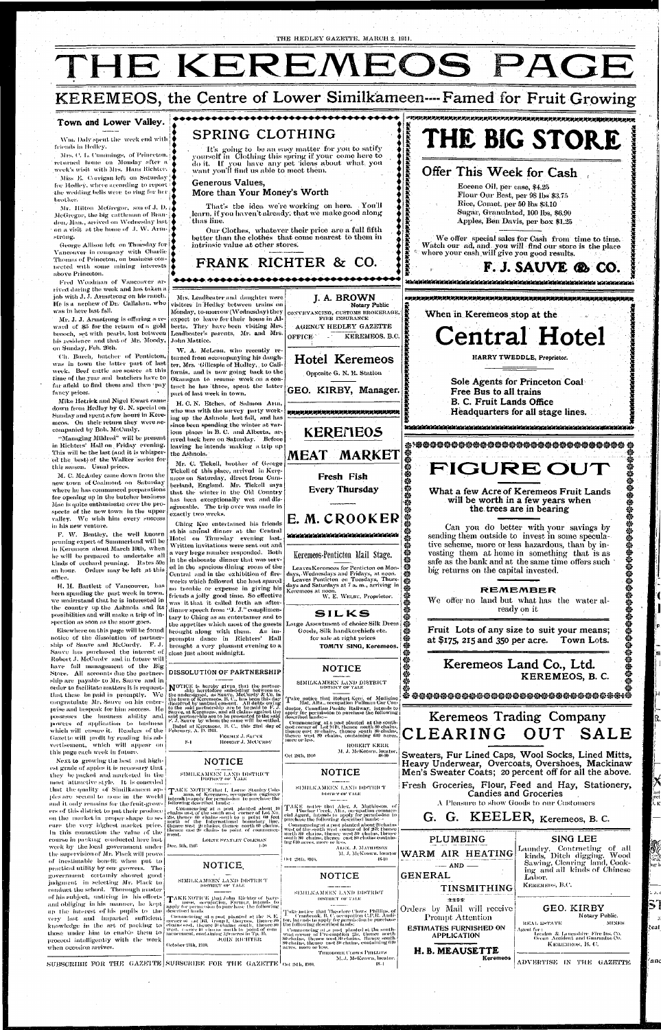# THE KEREMEOS PAGE

## KEREMEOS, the Centre of Lower Similkameen---Famed for Fruit Growing

### Town and Lower Valley.

Wm. Daly spent the week end with friends in Hedley.

Mrs. C. L. Cummings, of Princeton, returned home on Monday after a week's visit with Mrs. Hans Richter.

Miss E. Corrigan left on Saturday for Hedley, where according to report the wedding bells were to ring for her brother.

Mr. Hilton McGregor, son of J. D. McGregor, the big cattleman of Brandon, Man., arrived on Wednesday last on a visit at the home of J. W. Armstrong.

George Allison left on Thursday for Vancouver in company with Charlie Thomas of Princeton, on business connected with some mining interests above Princeton.

Fred Woodman of Vancouver arrived during the week and has taken a job with J. J. Armstrong on his ranch. He is a nephew of Dr. Callahan, who was in here last fall.

Mr. J. J. Armstrong is offering a reward of $5 for the return of a gold brooch, set with pearls, lost between his residence and that of Mr. Moody, on Sunday, Feb. 26th.

Ch. Burch, butcher of Penticton, was in town the latter part of last week. Beef cattle are scarce at this time of the year and butchers have to far afield to find them and then pay fancy prices.

Mike Hetrick and Nigel Ewart came down from Hedley by G. N. special on Sunday and spent a few hours in Keremeos. On their return they were accompanied by Bob. McCauly.

"Managing Mildred" will be present in Richters' Hall on Friday evening. This will be the last (and it is whispered the best) of the Walker series for this season. Usual prices.

M. C. McAuley came down from the new town of Coalmont on Saturday where he has commenced preparations for opening up in the butcher business. Mac is quite enthusiastic over the prospects of the new town in the upper valley. We wish him every success in his new venture.

F. W. Bentley, the well known pruning expert of Summerland will be in Keremeos about March 10th, when he will be prepared to undertake all kinds of orchard pruning. Rates 50c an hour. Orders may be left at this office.

H. H. Bartlett of Vancouver, has been spending the past week in town. we understand that he is interested in the country up the Ashnola and its possibilities and will make a trip of inspection as soon as the snow goes.

Elsewhere on this page will be found notice of the dissolution of partnership of Sauve and McCurdy. F. J. Sauve has purchased the interest of Robert J. McCurdy and in future will have full management of the Big Store. All accounts due the partnership are payable to Mr. Sauve and in order to facilitate matters it is requested that these be paid in promptly. We congratulate Mr. Sauve on his enterprise and bespeak for him success. He possesses the business ability and powers of application to business which will ensure it. Readers of the Gazette will profit by reading his advertisement, which will appear on this page each week in future.

Next to growing the best and highest grade of apples it is necessary that they be packed and marketed in the most attractive style. It is conceded that the quality of Similkameen apples are second to none in the world and it only remains for the fruit-growers of this district to put their produce on the market in proper shape to secure the very highest market price. In this connection the value of the course in packing conducted here last week by the local government under the supervision of Mr. Fleck will prove of inestimable benefit when put to practical utility by our growers. The government certainly showed good judgment in selecting Mr. Fleck to conduct the school. Thorough master of his subject, untiring in his efforts and obliging in his manner, he kept up the interest of his pupils to the very last and imparted sufficient knowledge in the art of packing to those under him to enable them to proceed intelligently with the work when occasion arrives.

SUBSCRIBE FOR THE GAZETTE

---

## SPRING CLOTHING

It's going to be an easy matter for you to satisfy yourself in Clothing this spring if your come here to do it. If you have any pet ideas about what you want you'll find us able to meet them.

**Generous Values,**
**More than Your Money's Worth**

That's the idea we're working on here. You'll learn, if you haven't already, that we make good along this line.

Our Clothes, whatever their price are a full fifth better than the clothes that come nearest to them in intrinsic value at other stores.

## FRANK RICHTER & CO.

---

Mrs. Leadbeater and daughter were visitors in Hedley between trains on Monday, to-morrow (Wednesday) they expect to leave for their home in Alberta. They have been visiting Mrs. Leadbeater's parents, Mr. and Mrs. John Mattice.

W. A. McLean, who recently returned from accompanying his daughter, Mrs. Gillespie of Hedley, to California, and is now going back to the Okanagan to resume work on a contract he has there, spent the latter part of last week in town.

H. C. N. Etches, of Salmon Arm, who was with the survey party working up the Ashnola last fall, and has since been spending the winter at various places in B. C. and Alberta, arrived back here on Saturday. Before leaving he intends making a trip up the Ashnola.

Mr. C. Tickell, brother of George Tickell of this place, arrived in Keremeos on Saturday, direct from Cumberland, England. Mr. Tickell says that the winter in the Old Country has been exceptionally wet and disagreeable. The trip over was made in exactly two weeks.

Ching Kee entertained his friends at his annual dinner at the Central Hotel on Thursday evening last. Written invitations were sent out and a very large number responded. Both in the elaborate dinner that was served in the spacious dining room of the Central and in the exhibition of fireworks which followed the host spared no trouble or expense in giving his friends a jolly good time. So effective was it that it called forth an after-dinner speech from "J. J." complimentary to Ching as an entertainer and to the appetites which most of the guests brought along with them. An impromptu dance in Richters' Hall brought a very pleasant evening to a close just about midnight.

---

### DISSOLUTION OF PARTNERSHIP

NOTICE is hereby given that the partnership heretofore subsisting between us, the undersigned, as Sauve, McCurdy & Co. in the town of Keremeos, B. C., has been this day dissolved by mutual consent. All debts owing to the said partnership are to be paid to F. J. Sauve, at Keremeos, and all claims against the said partnership are to be presented to the said F. J. Sauve by whom the same will be settled.

Dated at Keremeos, B. C., this 21st day of February, A. D. 1911.

FERMIN J. SAUVE
ROBERT J. MCCURDY

8-4

---

### NOTICE

SIMILKAMEEN LAND DISTRICT
DISTRICT OF YALE

TAKE NOTICE that I, Lorne Stanley Coleman, of Keremeos, occupation engineer intends to apply for permission to purchase the following described lands:

Commencing at a post planted about 10 chains east of the south east corner of Lot No. 258, thence 40 chains south to a point 40 feet north of the International boundary line, thence west 20 chains, thence north 40 chains, thence east 20 chains to point of commencement.

LORNE STANLEY COLEMAN

Dec. 5th, 1910. 1-10

---

### NOTICE.

SIMILKAMEEN LAND DISTRICT
DISTRICT OF YALE

TAKE NOTICE that John Richter of Keremeos, occupation, Farmer, intends to apply for permission to purchase the following described lands:

Commencing at a post planted at the N. E. corner of Lot 353, Group 1, Osoyoos, thence 20 chains east, thence 20 chains south, thence 20 chains west, thence 20 chains north to point of commencement, containing 40 acres in Tp. 55.

JOHN RICHTER

October 20th, 1910.

SUBSCRIBE FOR THE GAZETTE

---

**J. A. BROWN**
Notary Public
CONVEYANCING, CUSTOMS BROKERAGE, FIRE INSURANCE
AGENCY HEDLEY GAZETTE
OFFICE — KEREMEOS. B.C.

---

## Hotel Keremeos

Opposite G. N. R. Station

GEO. KIRBY, Manager.

---

## KEREMEOS MEAT MARKET

**Fresh Fish**
**Every Thursday**

## E. M. CROOKER

---

### Keremeos-Penticton Mail Stage.

Leaves Keremeos for Penticton on Mondays, Wednesdays and Fridays, at noon. Leaves Penticton on Tuesdays, Thursdays and Saturdays at 7 a. m., arriving in Keremeos at noon.

W. E. WELBY, Proprietor.

---

## SILKS

Large Assortment of choice Silk Dress Goods, Silk handkerchiefs etc. for sale at right prices

TOMMY SING, Keremeos.

---

### NOTICE

SIMILKAMEEN LAND DISTRICT
DISTRICT OF YALE

Take notice that Robert Kerr, of Medicine Hat, Alta., occupation Pullman Car Conductor, Canadian Pacific Railway, intends to apply for permission to purchase the following described lands:—

Commencing at a post planted at the southeast corner of Lot 918, thence south 80 chains, thence east 80 chains, thence south 80 chains, thence west 80 chains, containing 640 acres, more or less.

ROBERT KERR
M. J. McKeown, locator.

Oct 24th, 1910. 40-10

---

### NOTICE

SIMILKAMEEN LAND DISTRICT
DISTRICT OF YALE

TAKE notice that Alex. J. Mathieson, of Fincher Creek, Alta., occupation commercial Agent, intends to apply for permission to purchase the following described lands:—

Commencing at a post planted about 20 chains west of the south west corner of lot 918; thence south 80 chains, thence west 80 chains, thence north 80 chains, thence east 80 chains containing 640 acres, more or less.

ALEX. J. MATHIESON
M. J. McKeown, locator

Oct 24th, 1910. 40-10

---

### NOTICE

SIMILKAMEEN LAND DISTRICT
DISTRICT OF YALE

Take notice that Theodore Clows Phillips, of Cranbrook, B. C. occupation C.P.R. Auditor, intends to apply for permission to purchase the following described lands:

Commencing at a post planted at the south-west corner of Pre-emption 258, thence north 80 chains, thence west 80 chains, thence south 80 chains, thence east 80 chains, containing 640 acres, more or less.

THEODORE CLOWS PHILLIPS
M. J. McKeown, locator.

Oct 24th, 1910. 40-1

---

# THE BIG STORE

## Offer This Week for Cash

Eocene Oil, per case, $4.25
Flour Our Best, per 98 lbs $3.75
Rice, Comet, per 50 lbs $3.10
Sugar, Granulated, 100 lbs, $6.90
Apples, Ben Davis, per box $1.25

We offer special sales for Cash from time to time. Watch our ad. and you will find our store is the place where your cash will give you good results.

## F. J. SAUVE & CO.

---

When in Keremeos stop at the

# Central Hotel

HARRY TWEDDLE, Proprietor.

**Sole Agents for Princeton Coal**
**Free Bus to all trains**
**B. C. Fruit Lands Office**
**Headquarters for all stage lines.**

---

# FIGURE OUT

**What a few Acre of Keremeos Fruit Lands will be worth in a few years when the trees are in bearing**

Can you do better with your savings by sending them outside to invest in some speculative scheme, more or less hazardous, than by investing them at home in something that is as safe as the bank and at the same time offers such big returns on the capital invested.

### REMEMBER

We offer no land but what has the water already on it

**Fruit Lots of any size to suit your means; at $175, 215 and 350 per acre. Town Lots.**

## Keremeos Land Co., Ltd.
KEREMEOS, B. C.

---

## Keremeos Trading Company

# CLEARING OUT SALE

**Sweaters, Fur Lined Caps, Wool Socks, Lined Mitts, Heavy Underwear, Overcoats, Overshoes, Mackinaw Men's Sweater Coats; 20 percent off for all the above.**

**Fresh Groceries, Flour, Feed and Hay, Stationery, Candies and Groceries**

A Pleasure to show Goods to our Customers

## G. G. KEELER, Keremeos, B. C.

---

**PLUMBING**
**WARM AIR HEATING**
— AND —
**GENERAL TINSMITHING**

Orders by Mail will receive Prompt Attention

**ESTIMATES FURNISHED ON APPLICATION**

**H. B. MEAUSETTE**
Keremeos

---

**SING LEE**

Laundry, Contracting of all kinds, Ditch digging, Wood Sawing, Clearing land, Cooking and all kinds of Chinese Labor.

KEREMEOS, B.C.

---

**GEO. KIRBY**
Notary Public.

REAL ESTATE — MINES

Agent for:
London & Lancashire Fire Ins. Co.
Ocean Accident and Guarantee Co.

KEREMEOS, B. C.

---

ADVERTISE IN THE GAZETTE